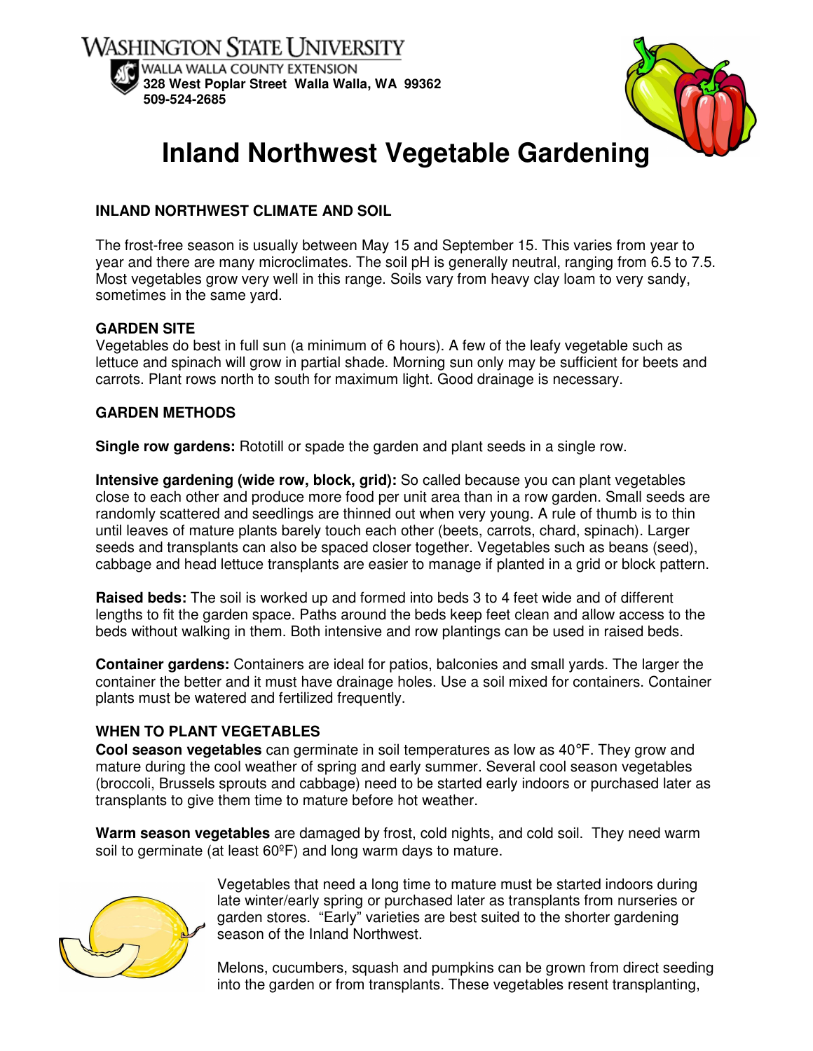WASHINGTON STATE UNIVERSITY
WALLA WALLA COUNTY EXTENSION
**328 West Poplar Street Walla Walla, WA 99362**
**509-524-2685**

# Inland Northwest Vegetable Gardening

## INLAND NORTHWEST CLIMATE AND SOIL

The frost-free season is usually between May 15 and September 15. This varies from year to year and there are many microclimates. The soil pH is generally neutral, ranging from 6.5 to 7.5. Most vegetables grow very well in this range. Soils vary from heavy clay loam to very sandy, sometimes in the same yard.

## GARDEN SITE

Vegetables do best in full sun (a minimum of 6 hours). A few of the leafy vegetable such as lettuce and spinach will grow in partial shade. Morning sun only may be sufficient for beets and carrots. Plant rows north to south for maximum light. Good drainage is necessary.

## GARDEN METHODS

**Single row gardens:** Rototill or spade the garden and plant seeds in a single row.

**Intensive gardening (wide row, block, grid):** So called because you can plant vegetables close to each other and produce more food per unit area than in a row garden. Small seeds are randomly scattered and seedlings are thinned out when very young. A rule of thumb is to thin until leaves of mature plants barely touch each other (beets, carrots, chard, spinach). Larger seeds and transplants can also be spaced closer together. Vegetables such as beans (seed), cabbage and head lettuce transplants are easier to manage if planted in a grid or block pattern.

**Raised beds:** The soil is worked up and formed into beds 3 to 4 feet wide and of different lengths to fit the garden space. Paths around the beds keep feet clean and allow access to the beds without walking in them. Both intensive and row plantings can be used in raised beds.

**Container gardens:** Containers are ideal for patios, balconies and small yards. The larger the container the better and it must have drainage holes. Use a soil mixed for containers. Container plants must be watered and fertilized frequently.

## WHEN TO PLANT VEGETABLES

**Cool season vegetables** can germinate in soil temperatures as low as 40°F. They grow and mature during the cool weather of spring and early summer. Several cool season vegetables (broccoli, Brussels sprouts and cabbage) need to be started early indoors or purchased later as transplants to give them time to mature before hot weather.

**Warm season vegetables** are damaged by frost, cold nights, and cold soil. They need warm soil to germinate (at least 60ºF) and long warm days to mature.

Vegetables that need a long time to mature must be started indoors during late winter/early spring or purchased later as transplants from nurseries or garden stores. "Early" varieties are best suited to the shorter gardening season of the Inland Northwest.

Melons, cucumbers, squash and pumpkins can be grown from direct seeding into the garden or from transplants. These vegetables resent transplanting,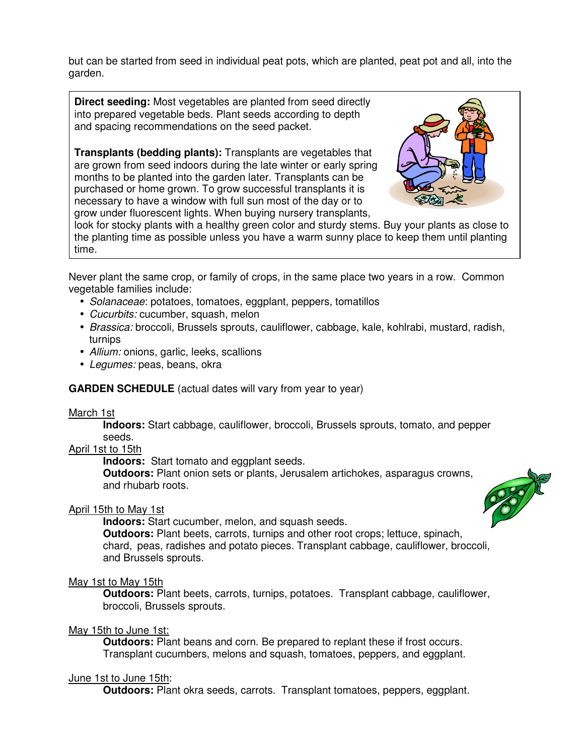but can be started from seed in individual peat pots, which are planted, peat pot and all, into the garden.

**Direct seeding:** Most vegetables are planted from seed directly into prepared vegetable beds. Plant seeds according to depth and spacing recommendations on the seed packet.

**Transplants (bedding plants):** Transplants are vegetables that are grown from seed indoors during the late winter or early spring months to be planted into the garden later. Transplants can be purchased or home grown. To grow successful transplants it is necessary to have a window with full sun most of the day or to grow under fluorescent lights. When buying nursery transplants, look for stocky plants with a healthy green color and sturdy stems. Buy your plants as close to the planting time as possible unless you have a warm sunny place to keep them until planting time.

Never plant the same crop, or family of crops, in the same place two years in a row. Common vegetable families include:

- *Solanaceae*: potatoes, tomatoes, eggplant, peppers, tomatillos
- *Cucurbits:* cucumber, squash, melon
- *Brassica:* broccoli, Brussels sprouts, cauliflower, cabbage, kale, kohlrabi, mustard, radish, turnips
- *Allium:* onions, garlic, leeks, scallions
- *Legumes:* peas, beans, okra

**GARDEN SCHEDULE** (actual dates will vary from year to year)

March 1st

**Indoors:** Start cabbage, cauliflower, broccoli, Brussels sprouts, tomato, and pepper seeds.

April 1st to 15th

**Indoors:** Start tomato and eggplant seeds.
**Outdoors:** Plant onion sets or plants, Jerusalem artichokes, asparagus crowns, and rhubarb roots.

April 15th to May 1st

**Indoors:** Start cucumber, melon, and squash seeds.
**Outdoors:** Plant beets, carrots, turnips and other root crops; lettuce, spinach, chard, peas, radishes and potato pieces. Transplant cabbage, cauliflower, broccoli, and Brussels sprouts.

May 1st to May 15th

**Outdoors:** Plant beets, carrots, turnips, potatoes. Transplant cabbage, cauliflower, broccoli, Brussels sprouts.

May 15th to June 1st:

**Outdoors:** Plant beans and corn. Be prepared to replant these if frost occurs. Transplant cucumbers, melons and squash, tomatoes, peppers, and eggplant.

June 1st to June 15th:

**Outdoors:** Plant okra seeds, carrots. Transplant tomatoes, peppers, eggplant.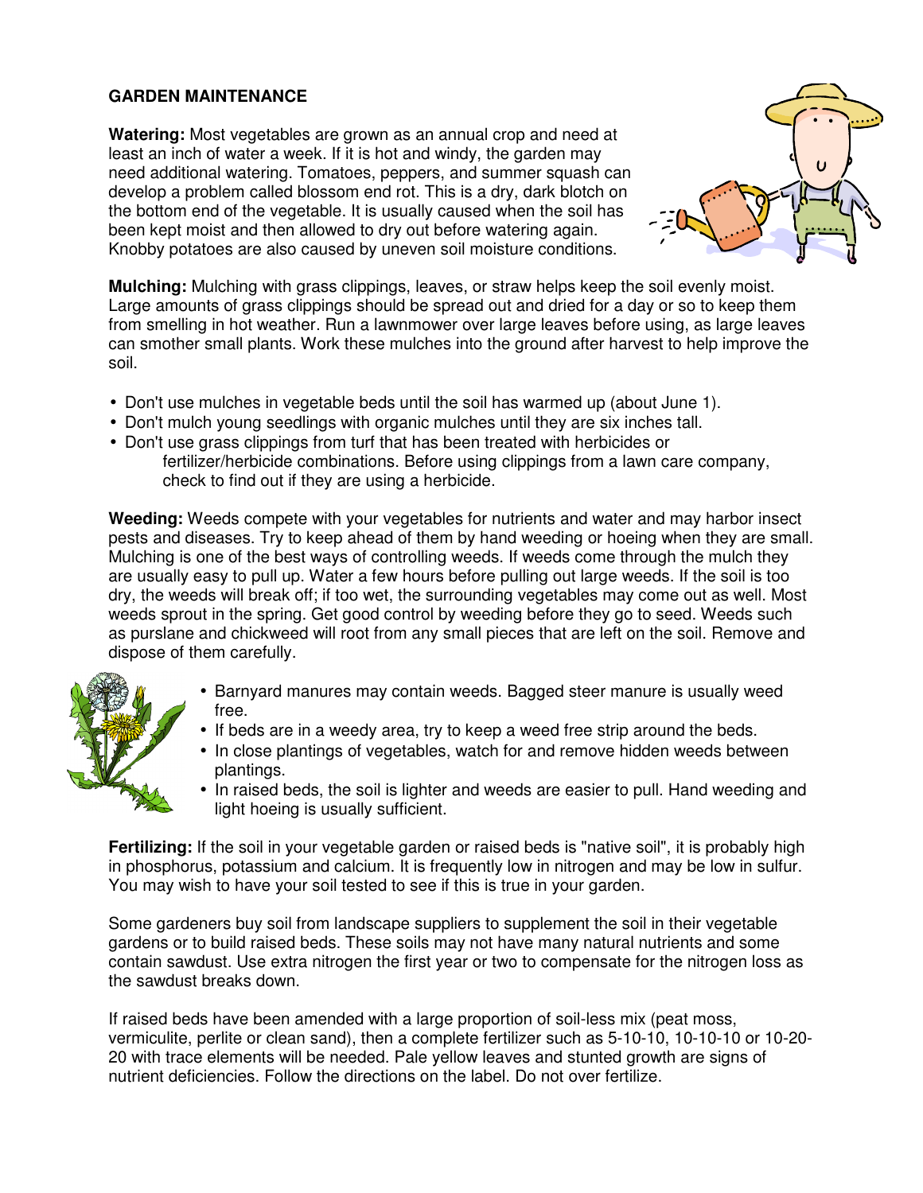## GARDEN MAINTENANCE

**Watering:** Most vegetables are grown as an annual crop and need at least an inch of water a week. If it is hot and windy, the garden may need additional watering. Tomatoes, peppers, and summer squash can develop a problem called blossom end rot. This is a dry, dark blotch on the bottom end of the vegetable. It is usually caused when the soil has been kept moist and then allowed to dry out before watering again. Knobby potatoes are also caused by uneven soil moisture conditions.

**Mulching:** Mulching with grass clippings, leaves, or straw helps keep the soil evenly moist. Large amounts of grass clippings should be spread out and dried for a day or so to keep them from smelling in hot weather. Run a lawnmower over large leaves before using, as large leaves can smother small plants. Work these mulches into the ground after harvest to help improve the soil.

- Don't use mulches in vegetable beds until the soil has warmed up (about June 1).
- Don't mulch young seedlings with organic mulches until they are six inches tall.
- Don't use grass clippings from turf that has been treated with herbicides or fertilizer/herbicide combinations. Before using clippings from a lawn care company, check to find out if they are using a herbicide.

**Weeding:** Weeds compete with your vegetables for nutrients and water and may harbor insect pests and diseases. Try to keep ahead of them by hand weeding or hoeing when they are small. Mulching is one of the best ways of controlling weeds. If weeds come through the mulch they are usually easy to pull up. Water a few hours before pulling out large weeds. If the soil is too dry, the weeds will break off; if too wet, the surrounding vegetables may come out as well. Most weeds sprout in the spring. Get good control by weeding before they go to seed. Weeds such as purslane and chickweed will root from any small pieces that are left on the soil. Remove and dispose of them carefully.

- Barnyard manures may contain weeds. Bagged steer manure is usually weed free.
- If beds are in a weedy area, try to keep a weed free strip around the beds.
- In close plantings of vegetables, watch for and remove hidden weeds between plantings.
- In raised beds, the soil is lighter and weeds are easier to pull. Hand weeding and light hoeing is usually sufficient.

**Fertilizing:** If the soil in your vegetable garden or raised beds is "native soil", it is probably high in phosphorus, potassium and calcium. It is frequently low in nitrogen and may be low in sulfur. You may wish to have your soil tested to see if this is true in your garden.

Some gardeners buy soil from landscape suppliers to supplement the soil in their vegetable gardens or to build raised beds. These soils may not have many natural nutrients and some contain sawdust. Use extra nitrogen the first year or two to compensate for the nitrogen loss as the sawdust breaks down.

If raised beds have been amended with a large proportion of soil-less mix (peat moss, vermiculite, perlite or clean sand), then a complete fertilizer such as 5-10-10, 10-10-10 or 10-20-20 with trace elements will be needed. Pale yellow leaves and stunted growth are signs of nutrient deficiencies. Follow the directions on the label. Do not over fertilize.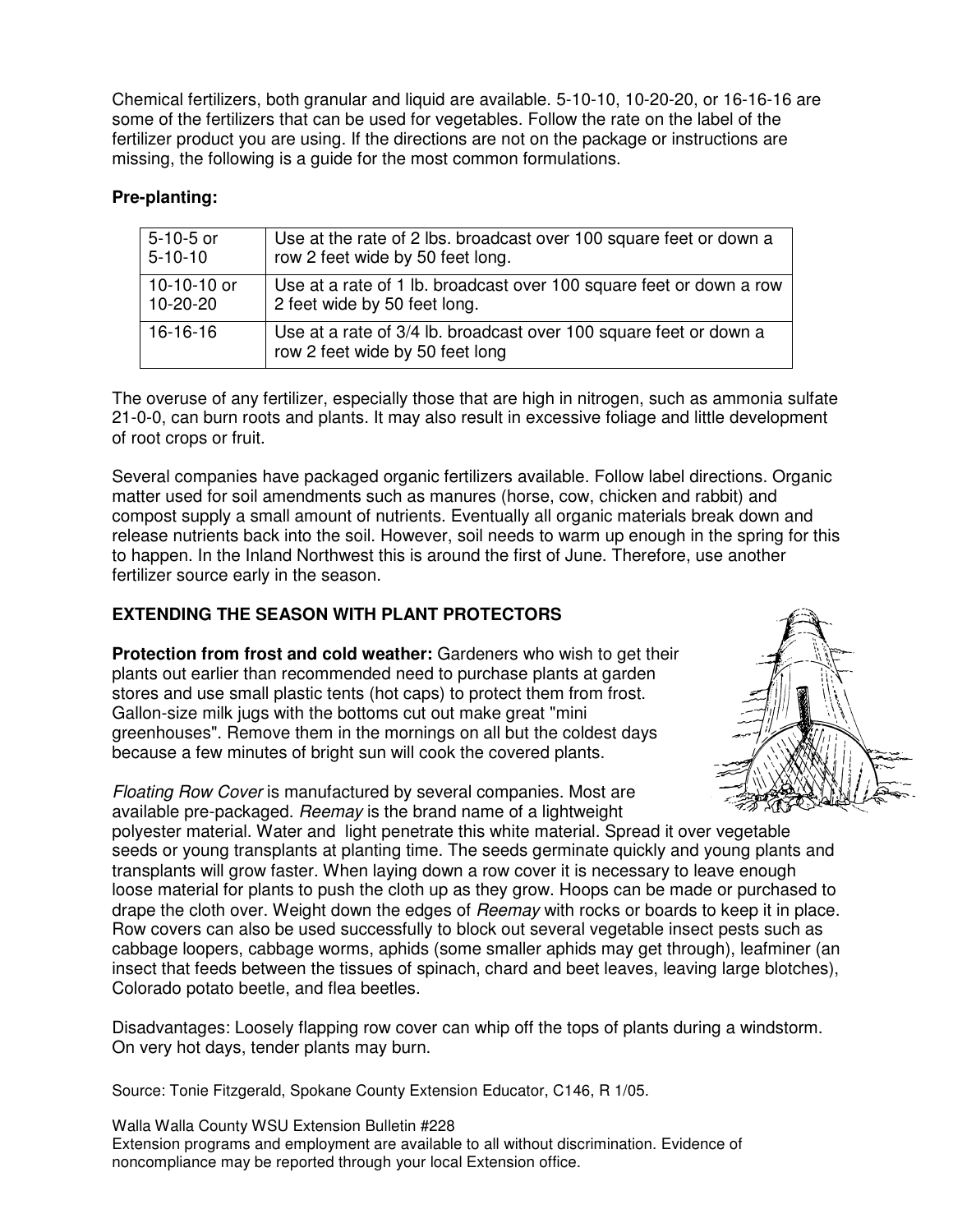Chemical fertilizers, both granular and liquid are available. 5-10-10, 10-20-20, or 16-16-16 are some of the fertilizers that can be used for vegetables. Follow the rate on the label of the fertilizer product you are using. If the directions are not on the package or instructions are missing, the following is a guide for the most common formulations.

**Pre-planting:**

| | |
|---|---|
| 5-10-5 or 5-10-10 | Use at the rate of 2 lbs. broadcast over 100 square feet or down a row 2 feet wide by 50 feet long. |
| 10-10-10 or 10-20-20 | Use at a rate of 1 lb. broadcast over 100 square feet or down a row 2 feet wide by 50 feet long. |
| 16-16-16 | Use at a rate of 3/4 lb. broadcast over 100 square feet or down a row 2 feet wide by 50 feet long |

The overuse of any fertilizer, especially those that are high in nitrogen, such as ammonia sulfate 21-0-0, can burn roots and plants. It may also result in excessive foliage and little development of root crops or fruit.

Several companies have packaged organic fertilizers available. Follow label directions. Organic matter used for soil amendments such as manures (horse, cow, chicken and rabbit) and compost supply a small amount of nutrients. Eventually all organic materials break down and release nutrients back into the soil. However, soil needs to warm up enough in the spring for this to happen. In the Inland Northwest this is around the first of June. Therefore, use another fertilizer source early in the season.

## EXTENDING THE SEASON WITH PLANT PROTECTORS

**Protection from frost and cold weather:** Gardeners who wish to get their plants out earlier than recommended need to purchase plants at garden stores and use small plastic tents (hot caps) to protect them from frost. Gallon-size milk jugs with the bottoms cut out make great "mini greenhouses". Remove them in the mornings on all but the coldest days because a few minutes of bright sun will cook the covered plants.

*Floating Row Cover* is manufactured by several companies. Most are available pre-packaged. *Reemay* is the brand name of a lightweight polyester material. Water and light penetrate this white material. Spread it over vegetable seeds or young transplants at planting time. The seeds germinate quickly and young plants and transplants will grow faster. When laying down a row cover it is necessary to leave enough loose material for plants to push the cloth up as they grow. Hoops can be made or purchased to drape the cloth over. Weight down the edges of *Reemay* with rocks or boards to keep it in place. Row covers can also be used successfully to block out several vegetable insect pests such as cabbage loopers, cabbage worms, aphids (some smaller aphids may get through), leafminer (an insect that feeds between the tissues of spinach, chard and beet leaves, leaving large blotches), Colorado potato beetle, and flea beetles.

Disadvantages: Loosely flapping row cover can whip off the tops of plants during a windstorm. On very hot days, tender plants may burn.

Source: Tonie Fitzgerald, Spokane County Extension Educator, C146, R 1/05.

Walla Walla County WSU Extension Bulletin #228
Extension programs and employment are available to all without discrimination. Evidence of noncompliance may be reported through your local Extension office.